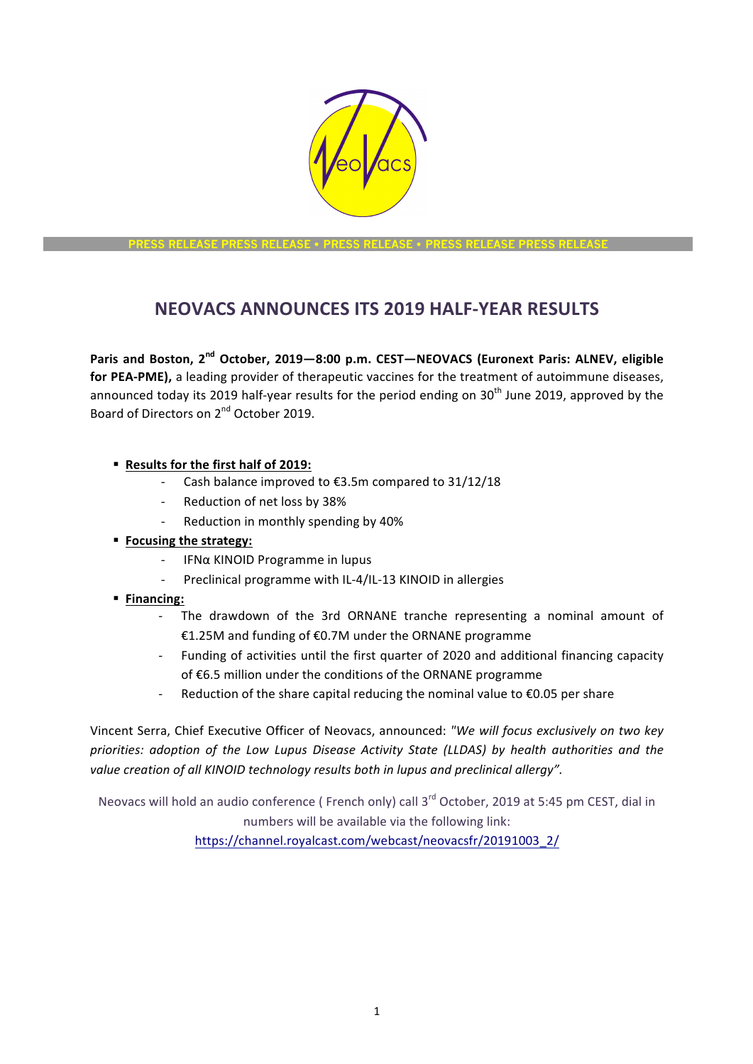PRESS RELEASE PRESS RELEASE • PRESS RELEASE • PRESS RELEASE PRESS RELEASE

# NEOVACS ANNOUNCES ITS 2019 HALF-YEAR RESULTS

**Paris and Boston, 2nd October, 2019—8:00 p.m. CEST—NEOVACS (Euronext Paris: ALNEV, eligible for PEA-PME),** a leading provider of therapeutic vaccines for the treatment of autoimmune diseases, announced today its 2019 half-year results for the period ending on 30th June 2019, approved by the Board of Directors on 2nd October 2019.

- **Results for the first half of 2019:**
  - Cash balance improved to €3.5m compared to 31/12/18
  - Reduction of net loss by 38%
  - Reduction in monthly spending by 40%
- **Focusing the strategy:**
  - IFNα KINOID Programme in lupus
  - Preclinical programme with IL-4/IL-13 KINOID in allergies
- **Financing:**
  - The drawdown of the 3rd ORNANE tranche representing a nominal amount of €1.25M and funding of €0.7M under the ORNANE programme
  - Funding of activities until the first quarter of 2020 and additional financing capacity of €6.5 million under the conditions of the ORNANE programme
  - Reduction of the share capital reducing the nominal value to €0.05 per share

Vincent Serra, Chief Executive Officer of Neovacs, announced: *"We will focus exclusively on two key priorities: adoption of the Low Lupus Disease Activity State (LLDAS) by health authorities and the value creation of all KINOID technology results both in lupus and preclinical allergy".*

Neovacs will hold an audio conference ( French only) call 3rd October, 2019 at 5:45 pm CEST, dial in numbers will be available via the following link:
https://channel.royalcast.com/webcast/neovacsfr/20191003_2/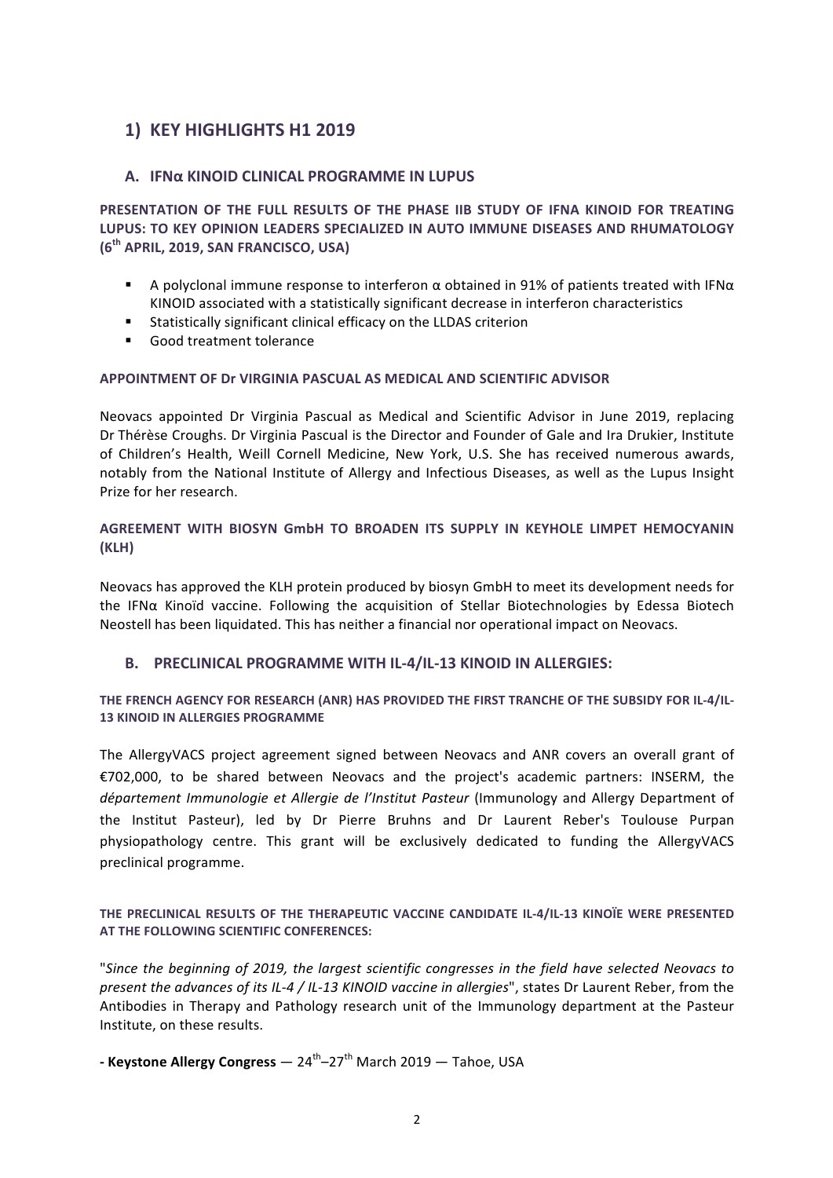# 1) KEY HIGHLIGHTS H1 2019

## A. IFNα KINOID CLINICAL PROGRAMME IN LUPUS

**PRESENTATION OF THE FULL RESULTS OF THE PHASE IIB STUDY OF IFNA KINOID FOR TREATING LUPUS: TO KEY OPINION LEADERS SPECIALIZED IN AUTO IMMUNE DISEASES AND RHUMATOLOGY (6th APRIL, 2019, SAN FRANCISCO, USA)**

- A polyclonal immune response to interferon α obtained in 91% of patients treated with IFNα KINOID associated with a statistically significant decrease in interferon characteristics
- Statistically significant clinical efficacy on the LLDAS criterion
- Good treatment tolerance

**APPOINTMENT OF Dr VIRGINIA PASCUAL AS MEDICAL AND SCIENTIFIC ADVISOR**

Neovacs appointed Dr Virginia Pascual as Medical and Scientific Advisor in June 2019, replacing Dr Thérèse Croughs. Dr Virginia Pascual is the Director and Founder of Gale and Ira Drukier, Institute of Children's Health, Weill Cornell Medicine, New York, U.S. She has received numerous awards, notably from the National Institute of Allergy and Infectious Diseases, as well as the Lupus Insight Prize for her research.

**AGREEMENT WITH BIOSYN GmbH TO BROADEN ITS SUPPLY IN KEYHOLE LIMPET HEMOCYANIN (KLH)**

Neovacs has approved the KLH protein produced by biosyn GmbH to meet its development needs for the IFNα Kinoïd vaccine. Following the acquisition of Stellar Biotechnologies by Edessa Biotech Neostell has been liquidated. This has neither a financial nor operational impact on Neovacs.

## B. PRECLINICAL PROGRAMME WITH IL-4/IL-13 KINOID IN ALLERGIES:

**THE FRENCH AGENCY FOR RESEARCH (ANR) HAS PROVIDED THE FIRST TRANCHE OF THE SUBSIDY FOR IL-4/IL-13 KINOID IN ALLERGIES PROGRAMME**

The AllergyVACS project agreement signed between Neovacs and ANR covers an overall grant of €702,000, to be shared between Neovacs and the project's academic partners: INSERM, the *département Immunologie et Allergie de l'Institut Pasteur* (Immunology and Allergy Department of the Institut Pasteur), led by Dr Pierre Bruhns and Dr Laurent Reber's Toulouse Purpan physiopathology centre. This grant will be exclusively dedicated to funding the AllergyVACS preclinical programme.

**THE PRECLINICAL RESULTS OF THE THERAPEUTIC VACCINE CANDIDATE IL-4/IL-13 KINOÏE WERE PRESENTED AT THE FOLLOWING SCIENTIFIC CONFERENCES:**

"*Since the beginning of 2019, the largest scientific congresses in the field have selected Neovacs to present the advances of its IL-4 / IL-13 KINOID vaccine in allergies*", states Dr Laurent Reber, from the Antibodies in Therapy and Pathology research unit of the Immunology department at the Pasteur Institute, on these results.

**- Keystone Allergy Congress** — 24th–27th March 2019 — Tahoe, USA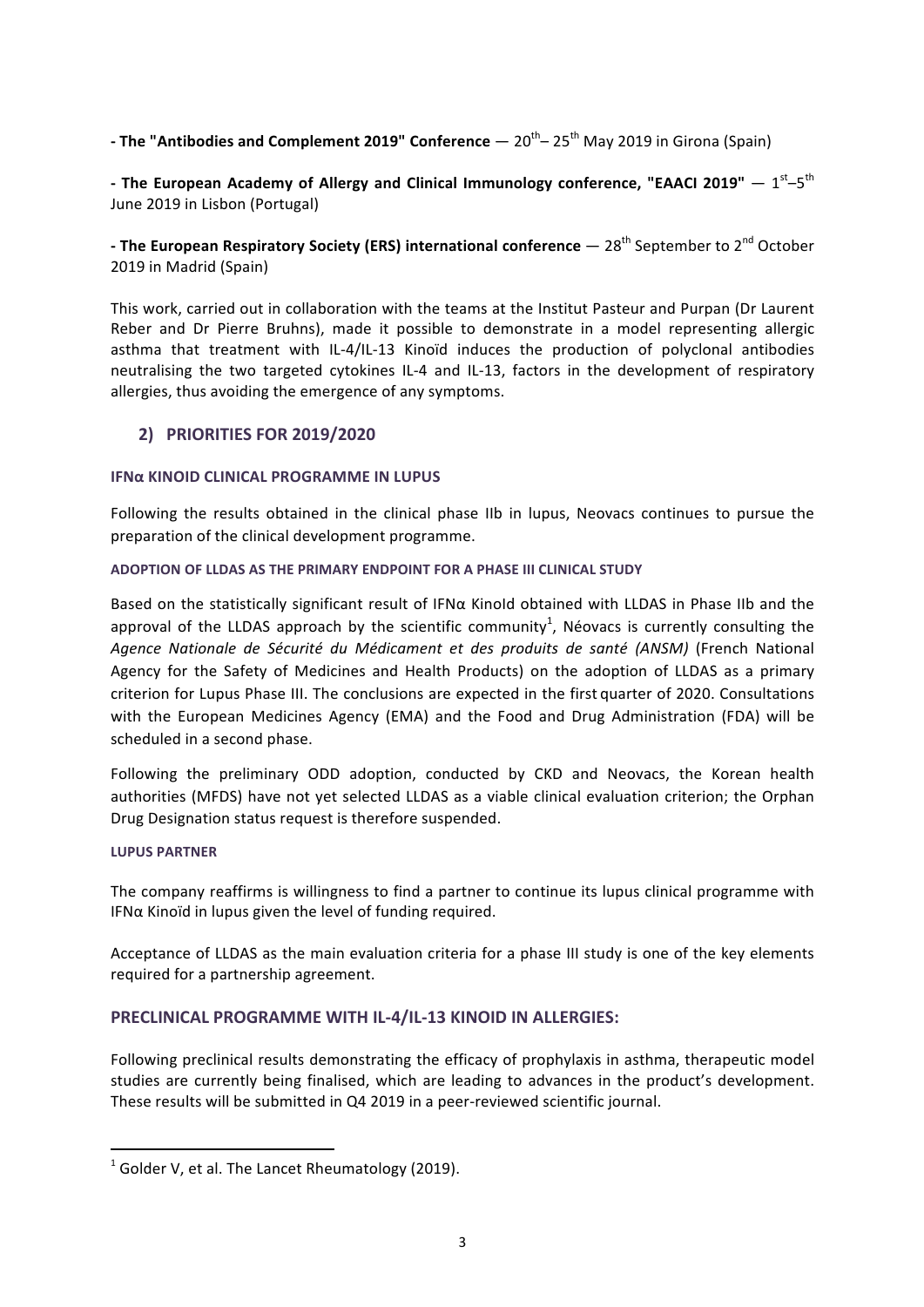**- The "Antibodies and Complement 2019" Conference** — 20th– 25th May 2019 in Girona (Spain)

**- The European Academy of Allergy and Clinical Immunology conference, "EAACI 2019"** — 1st–5th June 2019 in Lisbon (Portugal)

**- The European Respiratory Society (ERS) international conference** — 28th September to 2nd October 2019 in Madrid (Spain)

This work, carried out in collaboration with the teams at the Institut Pasteur and Purpan (Dr Laurent Reber and Dr Pierre Bruhns), made it possible to demonstrate in a model representing allergic asthma that treatment with IL-4/IL-13 Kinoïd induces the production of polyclonal antibodies neutralising the two targeted cytokines IL-4 and IL-13, factors in the development of respiratory allergies, thus avoiding the emergence of any symptoms.

## 2) PRIORITIES FOR 2019/2020

### IFNα KINOID CLINICAL PROGRAMME IN LUPUS

Following the results obtained in the clinical phase IIb in lupus, Neovacs continues to pursue the preparation of the clinical development programme.

#### ADOPTION OF LLDAS AS THE PRIMARY ENDPOINT FOR A PHASE III CLINICAL STUDY

Based on the statistically significant result of IFNα KinoId obtained with LLDAS in Phase IIb and the approval of the LLDAS approach by the scientific community[1], Néovacs is currently consulting the *Agence Nationale de Sécurité du Médicament et des produits de santé (ANSM)* (French National Agency for the Safety of Medicines and Health Products) on the adoption of LLDAS as a primary criterion for Lupus Phase III. The conclusions are expected in the first quarter of 2020. Consultations with the European Medicines Agency (EMA) and the Food and Drug Administration (FDA) will be scheduled in a second phase.

Following the preliminary ODD adoption, conducted by CKD and Neovacs, the Korean health authorities (MFDS) have not yet selected LLDAS as a viable clinical evaluation criterion; the Orphan Drug Designation status request is therefore suspended.

#### LUPUS PARTNER

The company reaffirms is willingness to find a partner to continue its lupus clinical programme with IFNα Kinoïd in lupus given the level of funding required.

Acceptance of LLDAS as the main evaluation criteria for a phase III study is one of the key elements required for a partnership agreement.

### PRECLINICAL PROGRAMME WITH IL-4/IL-13 KINOID IN ALLERGIES:

Following preclinical results demonstrating the efficacy of prophylaxis in asthma, therapeutic model studies are currently being finalised, which are leading to advances in the product's development. These results will be submitted in Q4 2019 in a peer-reviewed scientific journal.

[1] Golder V, et al. The Lancet Rheumatology (2019).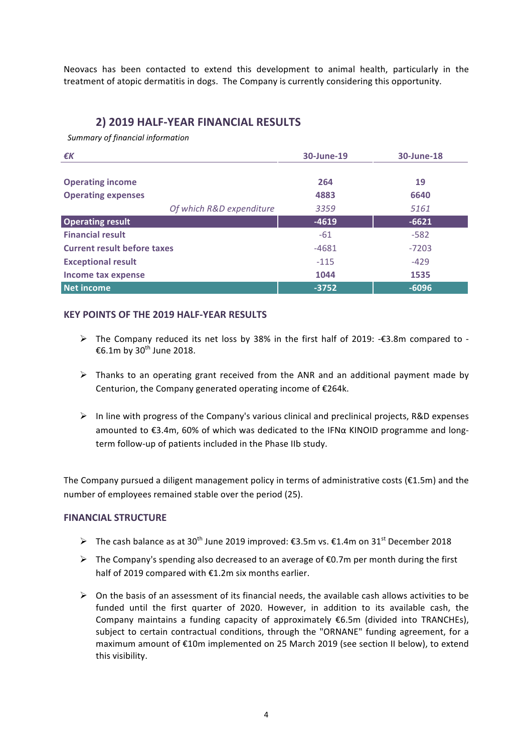Neovacs has been contacted to extend this development to animal health, particularly in the treatment of atopic dermatitis in dogs. The Company is currently considering this opportunity.

## 2) 2019 HALF-YEAR FINANCIAL RESULTS

*Summary of financial information*

| *€K* | 30-June-19 | 30-June-18 |
|---|---|---|
| **Operating income** | **264** | **19** |
| **Operating expenses** | **4883** | **6640** |
| *Of which R&D expenditure* | *3359* | *5161* |
| **Operating result** | **-4619** | **-6621** |
| **Financial result** | -61 | -582 |
| **Current result before taxes** | -4681 | -7203 |
| **Exceptional result** | -115 | -429 |
| **Income tax expense** | **1044** | **1535** |
| **Net income** | **-3752** | **-6096** |

### KEY POINTS OF THE 2019 HALF-YEAR RESULTS

- The Company reduced its net loss by 38% in the first half of 2019: -€3.8m compared to -€6.1m by 30th June 2018.
- Thanks to an operating grant received from the ANR and an additional payment made by Centurion, the Company generated operating income of €264k.
- In line with progress of the Company's various clinical and preclinical projects, R&D expenses amounted to €3.4m, 60% of which was dedicated to the IFNα KINOID programme and long-term follow-up of patients included in the Phase IIb study.

The Company pursued a diligent management policy in terms of administrative costs (€1.5m) and the number of employees remained stable over the period (25).

### FINANCIAL STRUCTURE

- The cash balance as at 30th June 2019 improved: €3.5m vs. €1.4m on 31st December 2018
- The Company's spending also decreased to an average of €0.7m per month during the first half of 2019 compared with €1.2m six months earlier.
- On the basis of an assessment of its financial needs, the available cash allows activities to be funded until the first quarter of 2020. However, in addition to its available cash, the Company maintains a funding capacity of approximately €6.5m (divided into TRANCHEs), subject to certain contractual conditions, through the "ORNANE" funding agreement, for a maximum amount of €10m implemented on 25 March 2019 (see section II below), to extend this visibility.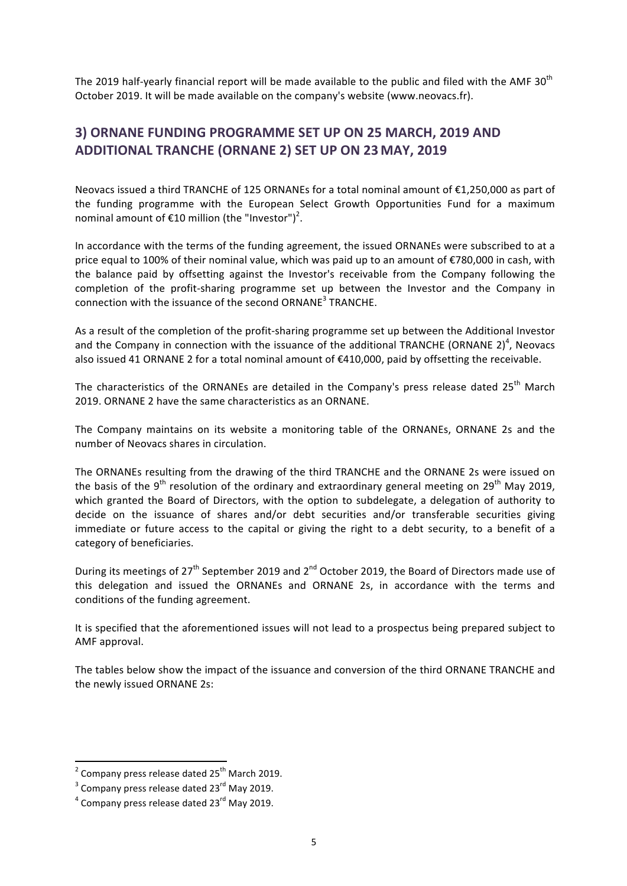The 2019 half-yearly financial report will be made available to the public and filed with the AMF 30th October 2019. It will be made available on the company's website (www.neovacs.fr).

## 3) ORNANE FUNDING PROGRAMME SET UP ON 25 MARCH, 2019 AND ADDITIONAL TRANCHE (ORNANE 2) SET UP ON 23 MAY, 2019

Neovacs issued a third TRANCHE of 125 ORNANEs for a total nominal amount of €1,250,000 as part of the funding programme with the European Select Growth Opportunities Fund for a maximum nominal amount of €10 million (the "Investor")[2].

In accordance with the terms of the funding agreement, the issued ORNANEs were subscribed to at a price equal to 100% of their nominal value, which was paid up to an amount of €780,000 in cash, with the balance paid by offsetting against the Investor's receivable from the Company following the completion of the profit-sharing programme set up between the Investor and the Company in connection with the issuance of the second ORNANE[3] TRANCHE.

As a result of the completion of the profit-sharing programme set up between the Additional Investor and the Company in connection with the issuance of the additional TRANCHE (ORNANE 2)[4], Neovacs also issued 41 ORNANE 2 for a total nominal amount of €410,000, paid by offsetting the receivable.

The characteristics of the ORNANEs are detailed in the Company's press release dated 25th March 2019. ORNANE 2 have the same characteristics as an ORNANE.

The Company maintains on its website a monitoring table of the ORNANEs, ORNANE 2s and the number of Neovacs shares in circulation.

The ORNANEs resulting from the drawing of the third TRANCHE and the ORNANE 2s were issued on the basis of the 9th resolution of the ordinary and extraordinary general meeting on 29th May 2019, which granted the Board of Directors, with the option to subdelegate, a delegation of authority to decide on the issuance of shares and/or debt securities and/or transferable securities giving immediate or future access to the capital or giving the right to a debt security, to a benefit of a category of beneficiaries.

During its meetings of 27th September 2019 and 2nd October 2019, the Board of Directors made use of this delegation and issued the ORNANEs and ORNANE 2s, in accordance with the terms and conditions of the funding agreement.

It is specified that the aforementioned issues will not lead to a prospectus being prepared subject to AMF approval.

The tables below show the impact of the issuance and conversion of the third ORNANE TRANCHE and the newly issued ORNANE 2s:

[2] Company press release dated 25th March 2019.

[3] Company press release dated 23rd May 2019.

[4] Company press release dated 23rd May 2019.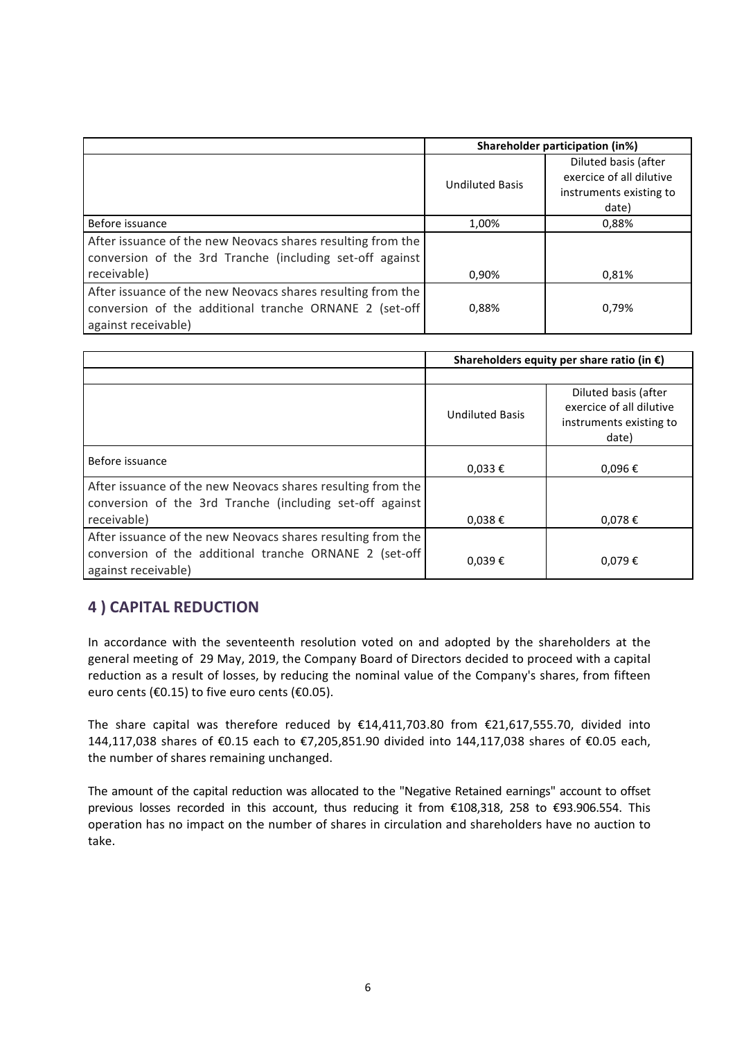| | Shareholder participation (in%) | |
|---|---|---|
| | Undiluted Basis | Diluted basis (after exercice of all dilutive instruments existing to date) |
| Before issuance | 1,00% | 0,88% |
| After issuance of the new Neovacs shares resulting from the conversion of the 3rd Tranche (including set-off against receivable) | 0,90% | 0,81% |
| After issuance of the new Neovacs shares resulting from the conversion of the additional tranche ORNANE 2 (set-off against receivable) | 0,88% | 0,79% |

| | Shareholders equity per share ratio (in €) | |
|---|---|---|
| | | |
| | Undiluted Basis | Diluted basis (after exercice of all dilutive instruments existing to date) |
| Before issuance | 0,033 € | 0,096 € |
| After issuance of the new Neovacs shares resulting from the conversion of the 3rd Tranche (including set-off against receivable) | 0,038 € | 0,078 € |
| After issuance of the new Neovacs shares resulting from the conversion of the additional tranche ORNANE 2 (set-off against receivable) | 0,039 € | 0,079 € |

## 4 ) CAPITAL REDUCTION

In accordance with the seventeenth resolution voted on and adopted by the shareholders at the general meeting of 29 May, 2019, the Company Board of Directors decided to proceed with a capital reduction as a result of losses, by reducing the nominal value of the Company's shares, from fifteen euro cents (€0.15) to five euro cents (€0.05).

The share capital was therefore reduced by €14,411,703.80 from €21,617,555.70, divided into 144,117,038 shares of €0.15 each to €7,205,851.90 divided into 144,117,038 shares of €0.05 each, the number of shares remaining unchanged.

The amount of the capital reduction was allocated to the "Negative Retained earnings" account to offset previous losses recorded in this account, thus reducing it from €108,318, 258 to €93.906.554. This operation has no impact on the number of shares in circulation and shareholders have no auction to take.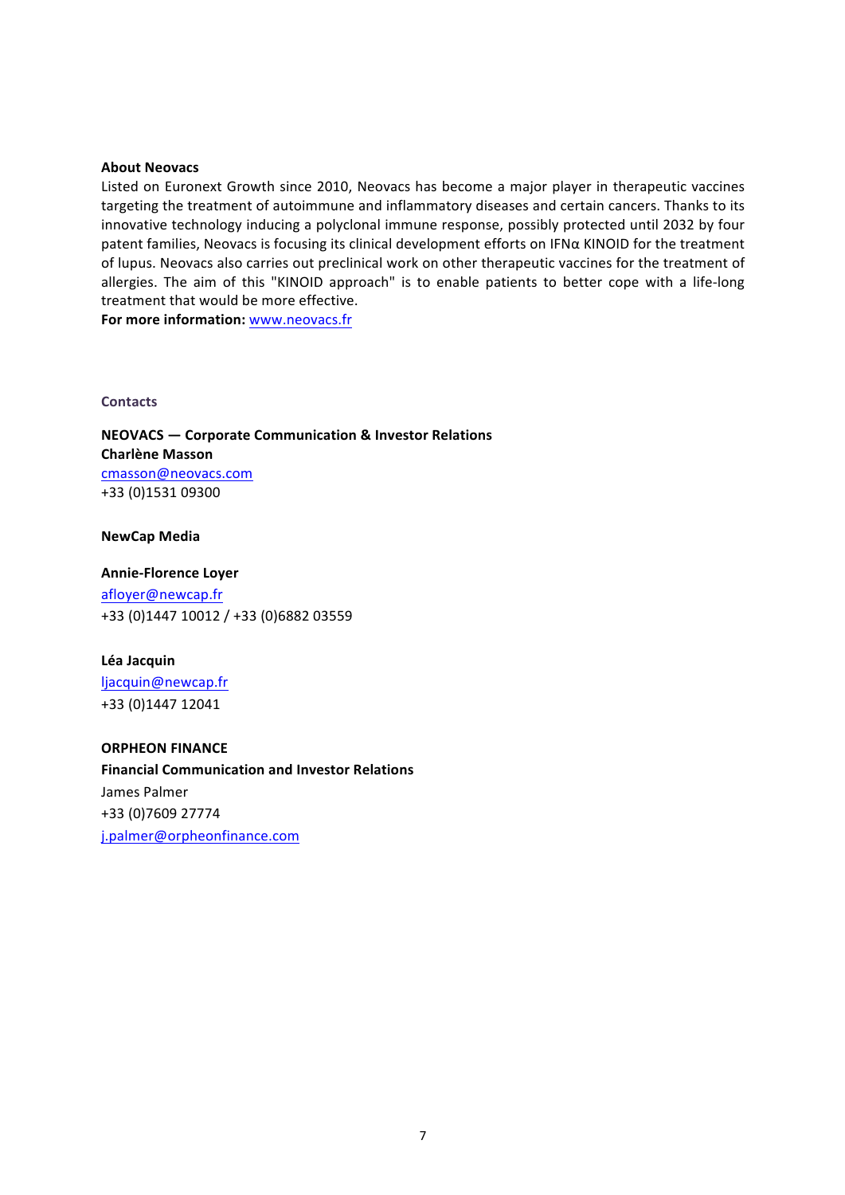**About Neovacs**

Listed on Euronext Growth since 2010, Neovacs has become a major player in therapeutic vaccines targeting the treatment of autoimmune and inflammatory diseases and certain cancers. Thanks to its innovative technology inducing a polyclonal immune response, possibly protected until 2032 by four patent families, Neovacs is focusing its clinical development efforts on IFNα KINOID for the treatment of lupus. Neovacs also carries out preclinical work on other therapeutic vaccines for the treatment of allergies. The aim of this "KINOID approach" is to enable patients to better cope with a life-long treatment that would be more effective.

**For more information:** www.neovacs.fr

## Contacts

**NEOVACS — Corporate Communication & Investor Relations**
**Charlène Masson**
cmasson@neovacs.com
+33 (0)1531 09300

**NewCap Media**

**Annie-Florence Loyer**
afloyer@newcap.fr
+33 (0)1447 10012 / +33 (0)6882 03559

**Léa Jacquin**
ljacquin@newcap.fr
+33 (0)1447 12041

**ORPHEON FINANCE**
**Financial Communication and Investor Relations**
James Palmer
+33 (0)7609 27774
j.palmer@orpheonfinance.com